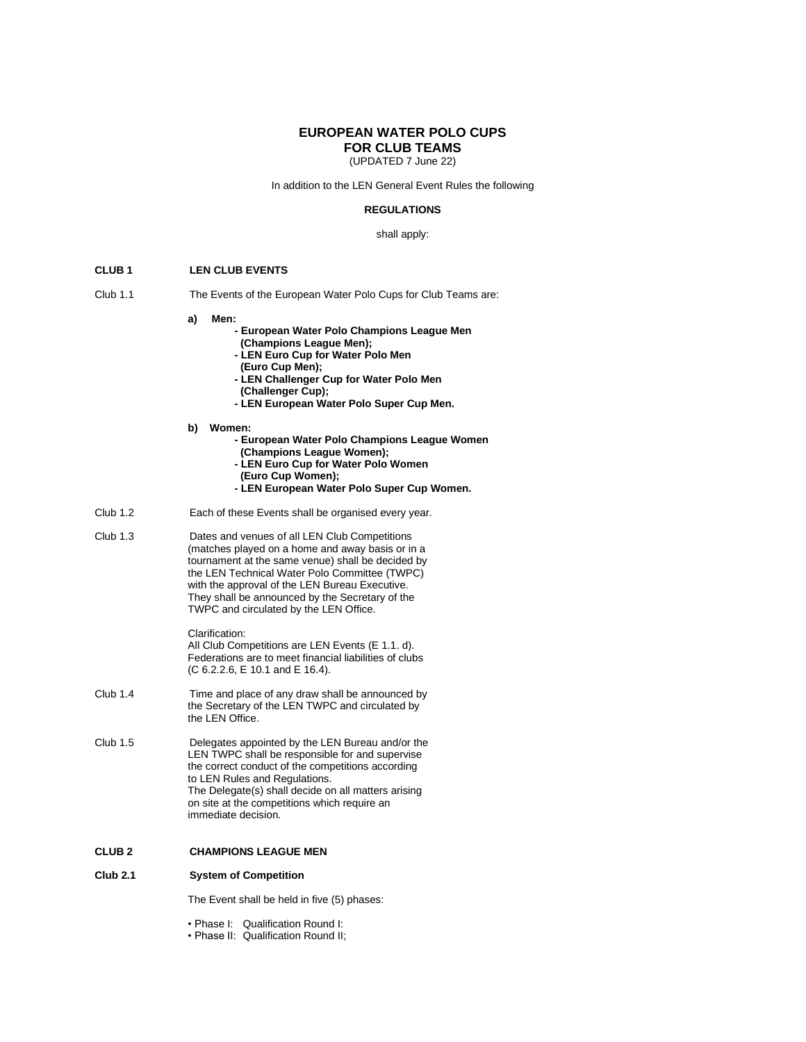# EUROPEAN WATER POLO CUPS FOR CLUB TEAMS

(UPDATED 7 June 22)

In addition to the LEN General Event Rules the following

**REGULATIONS**

shall apply:

## CLUB 1 LEN CLUB EVENTS

Club 1.1 The Events of the European Water Polo Cups for Club Teams are:

**a) Men:**

- **European Water Polo Champions League Men (Champions League Men);**
- **LEN Euro Cup for Water Polo Men (Euro Cup Men);**
- **LEN Challenger Cup for Water Polo Men (Challenger Cup);**
- **LEN European Water Polo Super Cup Men.**

**b) Women:**

- **European Water Polo Champions League Women (Champions League Women);**
- **LEN Euro Cup for Water Polo Women (Euro Cup Women);**
- **LEN European Water Polo Super Cup Women.**

Club 1.2 Each of these Events shall be organised every year.

Club 1.3 Dates and venues of all LEN Club Competitions (matches played on a home and away basis or in a tournament at the same venue) shall be decided by the LEN Technical Water Polo Committee (TWPC) with the approval of the LEN Bureau Executive. They shall be announced by the Secretary of the TWPC and circulated by the LEN Office.

Clarification:
All Club Competitions are LEN Events (E 1.1. d).
Federations are to meet financial liabilities of clubs (C 6.2.2.6, E 10.1 and E 16.4).

Club 1.4 Time and place of any draw shall be announced by the Secretary of the LEN TWPC and circulated by the LEN Office.

Club 1.5 Delegates appointed by the LEN Bureau and/or the LEN TWPC shall be responsible for and supervise the correct conduct of the competitions according to LEN Rules and Regulations.
The Delegate(s) shall decide on all matters arising on site at the competitions which require an immediate decision.

## CLUB 2 CHAMPIONS LEAGUE MEN

### Club 2.1 System of Competition

The Event shall be held in five (5) phases:

- Phase I: Qualification Round I:
- Phase II: Qualification Round II;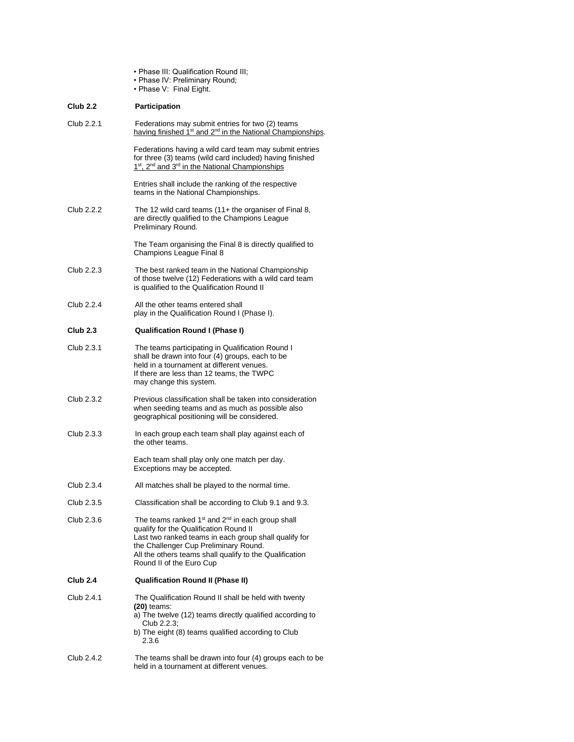- Phase III: Qualification Round III;
- Phase IV: Preliminary Round;
- Phase V: Final Eight.

**Club 2.2 Participation**

Club 2.2.1 Federations may submit entries for two (2) teams <u>having finished 1st and 2nd in the National Championships</u>.

Federations having a wild card team may submit entries for three (3) teams (wild card included) having finished <u>1st, 2nd and 3rd in the National Championships</u>

Entries shall include the ranking of the respective teams in the National Championships.

Club 2.2.2 The 12 wild card teams (11+ the organiser of Final 8, are directly qualified to the Champions League Preliminary Round.

The Team organising the Final 8 is directly qualified to Champions League Final 8

Club 2.2.3 The best ranked team in the National Championship of those twelve (12) Federations with a wild card team is qualified to the Qualification Round II

Club 2.2.4 All the other teams entered shall play in the Qualification Round I (Phase I).

**Club 2.3 Qualification Round I (Phase I)**

Club 2.3.1 The teams participating in Qualification Round I shall be drawn into four (4) groups, each to be held in a tournament at different venues. If there are less than 12 teams, the TWPC may change this system.

Club 2.3.2 Previous classification shall be taken into consideration when seeding teams and as much as possible also geographical positioning will be considered.

Club 2.3.3 In each group each team shall play against each of the other teams.

Each team shall play only one match per day. Exceptions may be accepted.

Club 2.3.4 All matches shall be played to the normal time.

Club 2.3.5 Classification shall be according to Club 9.1 and 9.3.

Club 2.3.6 The teams ranked 1st and 2nd in each group shall qualify for the Qualification Round II
Last two ranked teams in each group shall qualify for the Challenger Cup Preliminary Round.
All the others teams shall qualify to the Qualification Round II of the Euro Cup

**Club 2.4 Qualification Round II (Phase II)**

Club 2.4.1 The Qualification Round II shall be held with twenty **(20)** teams:

a) The twelve (12) teams directly qualified according to Club 2.2.3;
b) The eight (8) teams qualified according to Club 2.3.6

Club 2.4.2 The teams shall be drawn into four (4) groups each to be held in a tournament at different venues.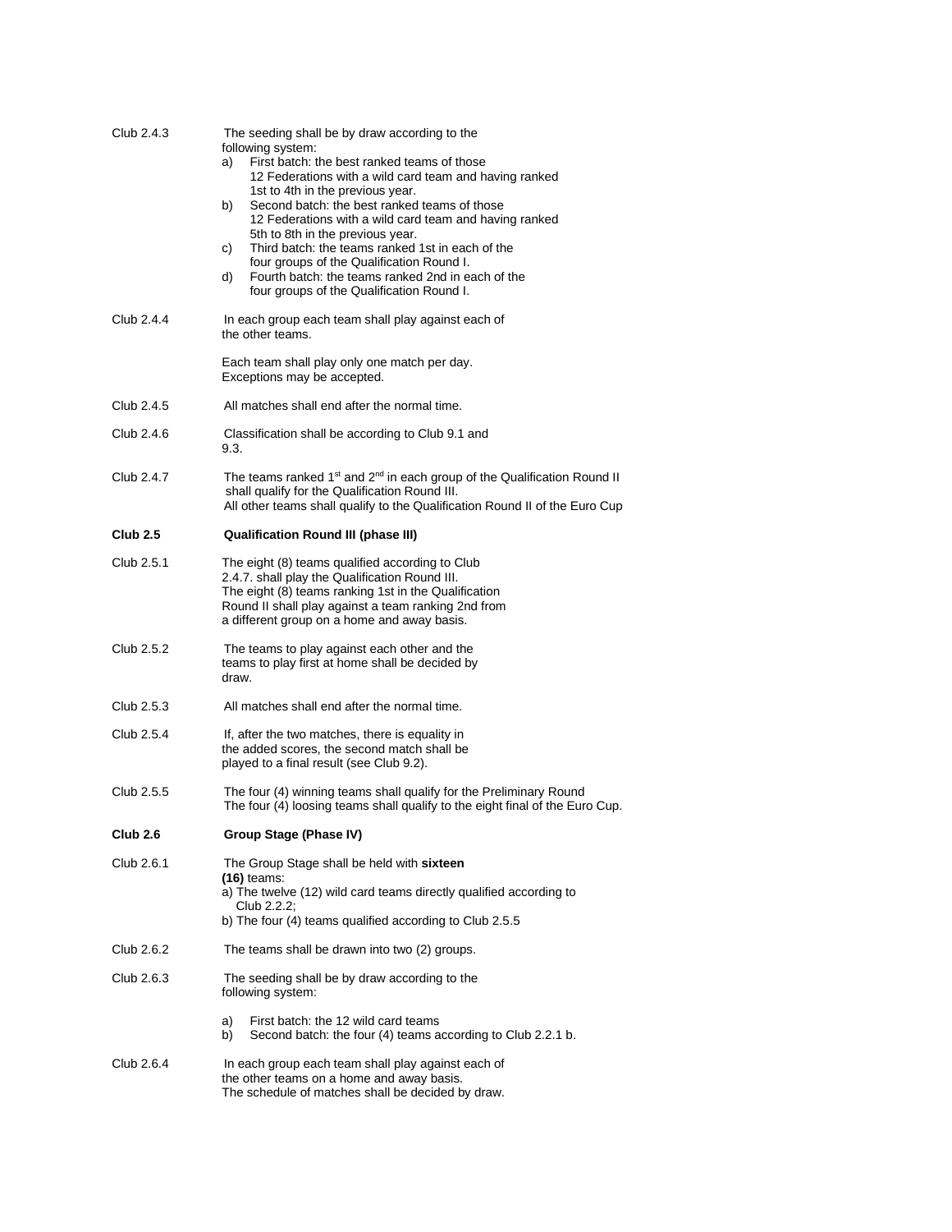Club 2.4.3 The seeding shall be by draw according to the following system:

a) First batch: the best ranked teams of those 12 Federations with a wild card team and having ranked 1st to 4th in the previous year.
b) Second batch: the best ranked teams of those 12 Federations with a wild card team and having ranked 5th to 8th in the previous year.
c) Third batch: the teams ranked 1st in each of the four groups of the Qualification Round I.
d) Fourth batch: the teams ranked 2nd in each of the four groups of the Qualification Round I.

Club 2.4.4 In each group each team shall play against each of the other teams.

Each team shall play only one match per day. Exceptions may be accepted.

Club 2.4.5 All matches shall end after the normal time.

Club 2.4.6 Classification shall be according to Club 9.1 and 9.3.

Club 2.4.7 The teams ranked 1st and 2nd in each group of the Qualification Round II shall qualify for the Qualification Round III. All other teams shall qualify to the Qualification Round II of the Euro Cup

**Club 2.5 Qualification Round III (phase III)**

Club 2.5.1 The eight (8) teams qualified according to Club 2.4.7. shall play the Qualification Round III. The eight (8) teams ranking 1st in the Qualification Round II shall play against a team ranking 2nd from a different group on a home and away basis.

Club 2.5.2 The teams to play against each other and the teams to play first at home shall be decided by draw.

Club 2.5.3 All matches shall end after the normal time.

Club 2.5.4 If, after the two matches, there is equality in the added scores, the second match shall be played to a final result (see Club 9.2).

Club 2.5.5 The four (4) winning teams shall qualify for the Preliminary Round The four (4) loosing teams shall qualify to the eight final of the Euro Cup.

**Club 2.6 Group Stage (Phase IV)**

Club 2.6.1 The Group Stage shall be held with **sixteen (16)** teams:

a) The twelve (12) wild card teams directly qualified according to Club 2.2.2;
b) The four (4) teams qualified according to Club 2.5.5

Club 2.6.2 The teams shall be drawn into two (2) groups.

Club 2.6.3 The seeding shall be by draw according to the following system:

a) First batch: the 12 wild card teams
b) Second batch: the four (4) teams according to Club 2.2.1 b.

Club 2.6.4 In each group each team shall play against each of the other teams on a home and away basis. The schedule of matches shall be decided by draw.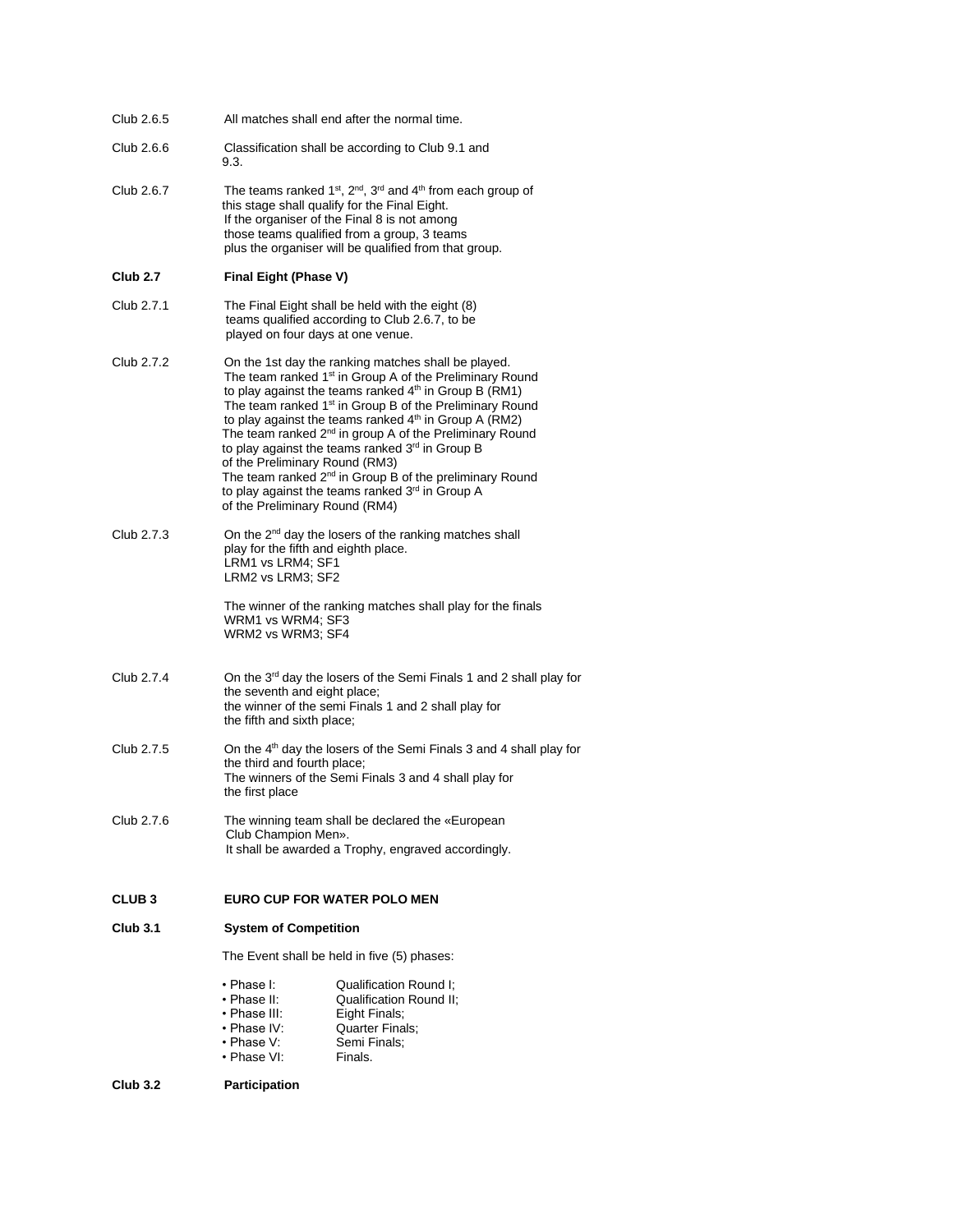Club 2.6.5 All matches shall end after the normal time.

Club 2.6.6 Classification shall be according to Club 9.1 and 9.3.

Club 2.6.7 The teams ranked 1st, 2nd, 3rd and 4th from each group of this stage shall qualify for the Final Eight. If the organiser of the Final 8 is not among those teams qualified from a group, 3 teams plus the organiser will be qualified from that group.

**Club 2.7 Final Eight (Phase V)**

Club 2.7.1 The Final Eight shall be held with the eight (8) teams qualified according to Club 2.6.7, to be played on four days at one venue.

Club 2.7.2 On the 1st day the ranking matches shall be played.
The team ranked 1st in Group A of the Preliminary Round to play against the teams ranked 4th in Group B (RM1)
The team ranked 1st in Group B of the Preliminary Round to play against the teams ranked 4th in Group A (RM2)
The team ranked 2nd in group A of the Preliminary Round to play against the teams ranked 3rd in Group B of the Preliminary Round (RM3)
The team ranked 2nd in Group B of the preliminary Round to play against the teams ranked 3rd in Group A of the Preliminary Round (RM4)

Club 2.7.3 On the 2nd day the losers of the ranking matches shall play for the fifth and eighth place.
LRM1 vs LRM4; SF1
LRM2 vs LRM3; SF2

The winner of the ranking matches shall play for the finals
WRM1 vs WRM4; SF3
WRM2 vs WRM3; SF4

Club 2.7.4 On the 3rd day the losers of the Semi Finals 1 and 2 shall play for the seventh and eight place;
the winner of the semi Finals 1 and 2 shall play for the fifth and sixth place;

Club 2.7.5 On the 4th day the losers of the Semi Finals 3 and 4 shall play for the third and fourth place;
The winners of the Semi Finals 3 and 4 shall play for the first place

Club 2.7.6 The winning team shall be declared the «European Club Champion Men».
It shall be awarded a Trophy, engraved accordingly.

## CLUB 3 EURO CUP FOR WATER POLO MEN

**Club 3.1 System of Competition**

The Event shall be held in five (5) phases:

- Phase I: Qualification Round I;
- Phase II: Qualification Round II;
- Phase III: Eight Finals;
- Phase IV: Quarter Finals;
- Phase V: Semi Finals;
- Phase VI: Finals.

**Club 3.2 Participation**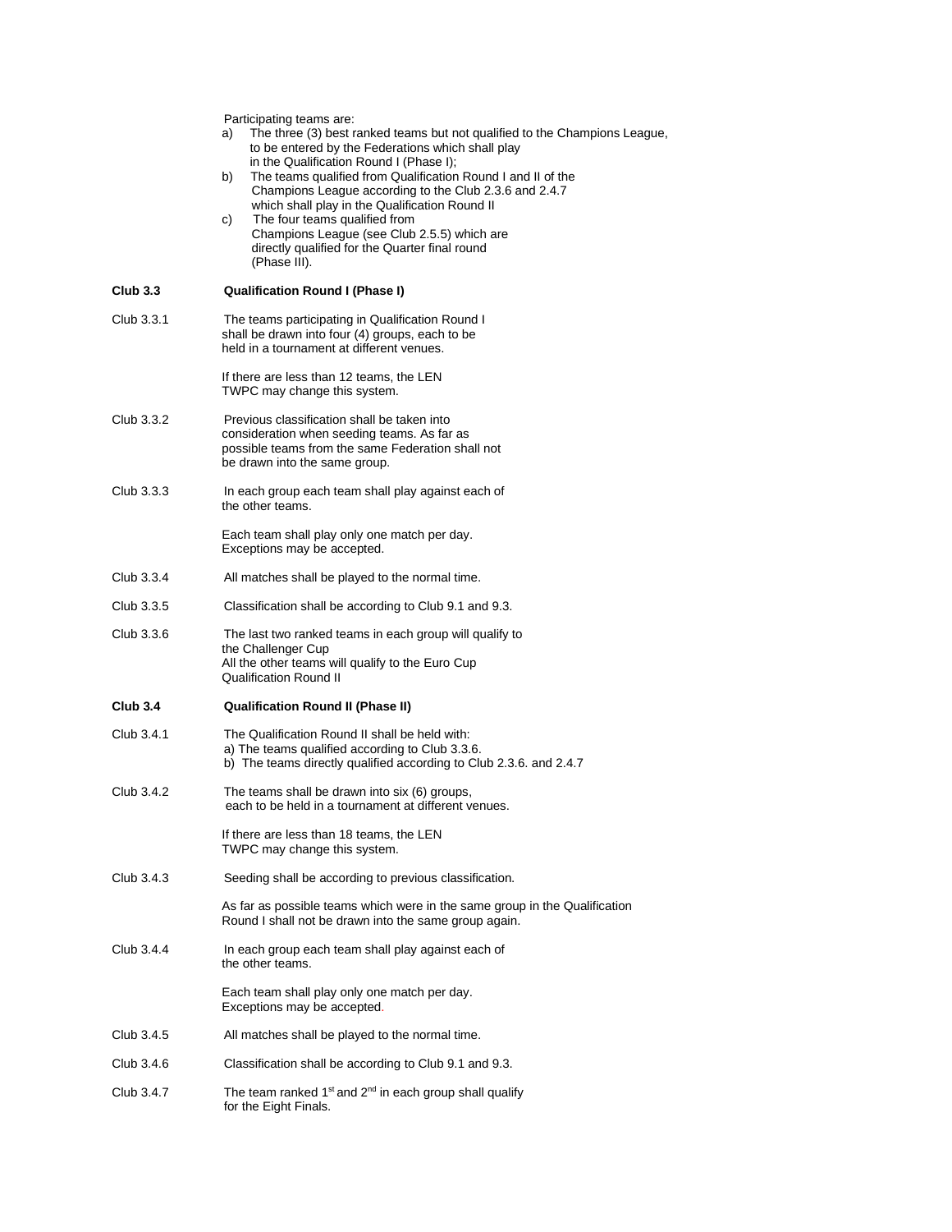Participating teams are:

a) The three (3) best ranked teams but not qualified to the Champions League, to be entered by the Federations which shall play in the Qualification Round I (Phase I);
b) The teams qualified from Qualification Round I and II of the Champions League according to the Club 2.3.6 and 2.4.7 which shall play in the Qualification Round II
c) The four teams qualified from Champions League (see Club 2.5.5) which are directly qualified for the Quarter final round (Phase III).

**Club 3.3 Qualification Round I (Phase I)**

Club 3.3.1 The teams participating in Qualification Round I shall be drawn into four (4) groups, each to be held in a tournament at different venues.

If there are less than 12 teams, the LEN TWPC may change this system.

Club 3.3.2 Previous classification shall be taken into consideration when seeding teams. As far as possible teams from the same Federation shall not be drawn into the same group.

Club 3.3.3 In each group each team shall play against each of the other teams.

Each team shall play only one match per day. Exceptions may be accepted.

Club 3.3.4 All matches shall be played to the normal time.

Club 3.3.5 Classification shall be according to Club 9.1 and 9.3.

Club 3.3.6 The last two ranked teams in each group will qualify to the Challenger Cup
All the other teams will qualify to the Euro Cup Qualification Round II

**Club 3.4 Qualification Round II (Phase II)**

Club 3.4.1 The Qualification Round II shall be held with:
a) The teams qualified according to Club 3.3.6.
b) The teams directly qualified according to Club 2.3.6. and 2.4.7

Club 3.4.2 The teams shall be drawn into six (6) groups, each to be held in a tournament at different venues.

If there are less than 18 teams, the LEN TWPC may change this system.

Club 3.4.3 Seeding shall be according to previous classification.

As far as possible teams which were in the same group in the Qualification Round I shall not be drawn into the same group again.

Club 3.4.4 In each group each team shall play against each of the other teams.

Each team shall play only one match per day. Exceptions may be accepted.

Club 3.4.5 All matches shall be played to the normal time.

Club 3.4.6 Classification shall be according to Club 9.1 and 9.3.

Club 3.4.7 The team ranked 1st and 2nd in each group shall qualify for the Eight Finals.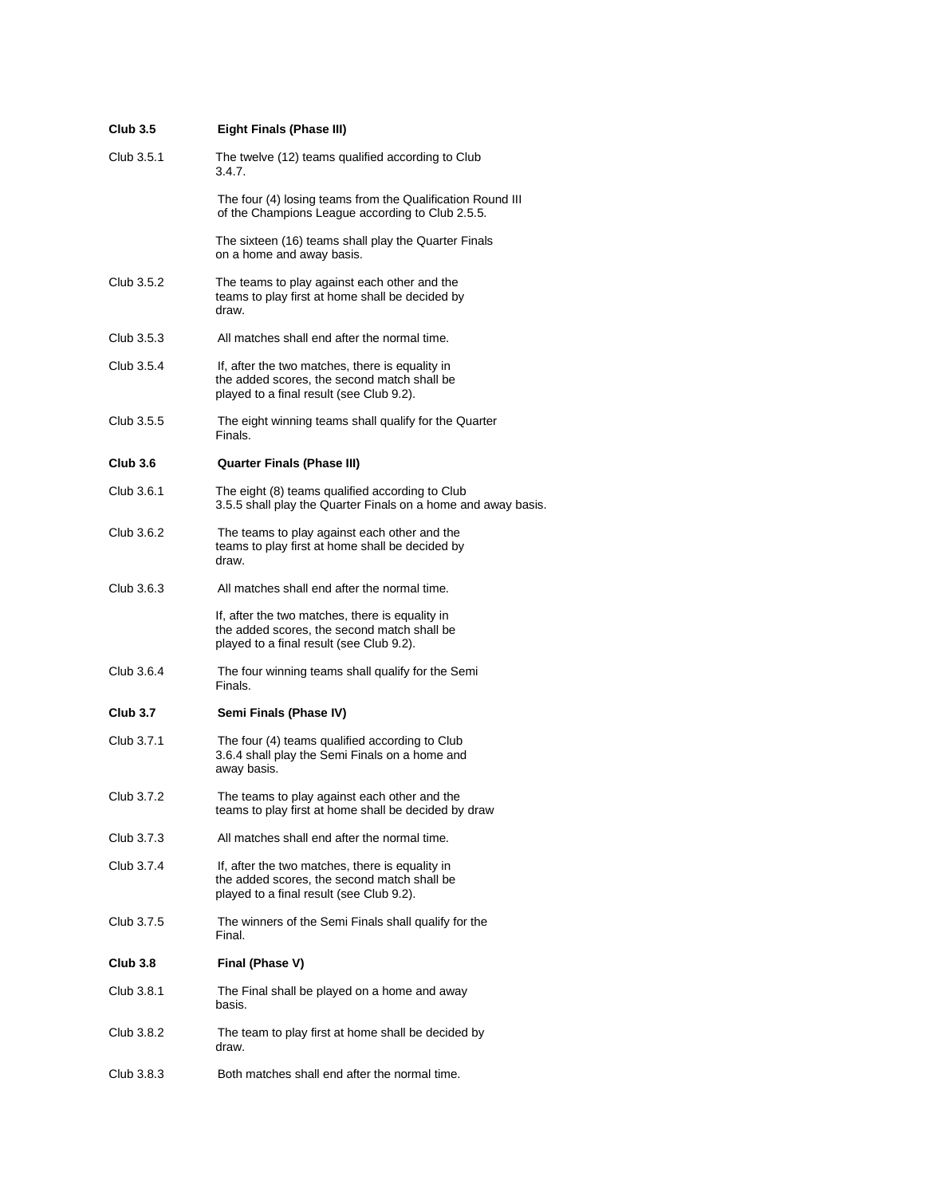**Club 3.5 Eight Finals (Phase III)**

Club 3.5.1 The twelve (12) teams qualified according to Club 3.4.7.

The four (4) losing teams from the Qualification Round III of the Champions League according to Club 2.5.5.

The sixteen (16) teams shall play the Quarter Finals on a home and away basis.

Club 3.5.2 The teams to play against each other and the teams to play first at home shall be decided by draw.

Club 3.5.3 All matches shall end after the normal time.

Club 3.5.4 If, after the two matches, there is equality in the added scores, the second match shall be played to a final result (see Club 9.2).

Club 3.5.5 The eight winning teams shall qualify for the Quarter Finals.

**Club 3.6 Quarter Finals (Phase III)**

Club 3.6.1 The eight (8) teams qualified according to Club 3.5.5 shall play the Quarter Finals on a home and away basis.

Club 3.6.2 The teams to play against each other and the teams to play first at home shall be decided by draw.

Club 3.6.3 All matches shall end after the normal time.

If, after the two matches, there is equality in the added scores, the second match shall be played to a final result (see Club 9.2).

Club 3.6.4 The four winning teams shall qualify for the Semi Finals.

**Club 3.7 Semi Finals (Phase IV)**

Club 3.7.1 The four (4) teams qualified according to Club 3.6.4 shall play the Semi Finals on a home and away basis.

Club 3.7.2 The teams to play against each other and the teams to play first at home shall be decided by draw

Club 3.7.3 All matches shall end after the normal time.

Club 3.7.4 If, after the two matches, there is equality in the added scores, the second match shall be played to a final result (see Club 9.2).

Club 3.7.5 The winners of the Semi Finals shall qualify for the Final.

**Club 3.8 Final (Phase V)**

Club 3.8.1 The Final shall be played on a home and away basis.

Club 3.8.2 The team to play first at home shall be decided by draw.

Club 3.8.3 Both matches shall end after the normal time.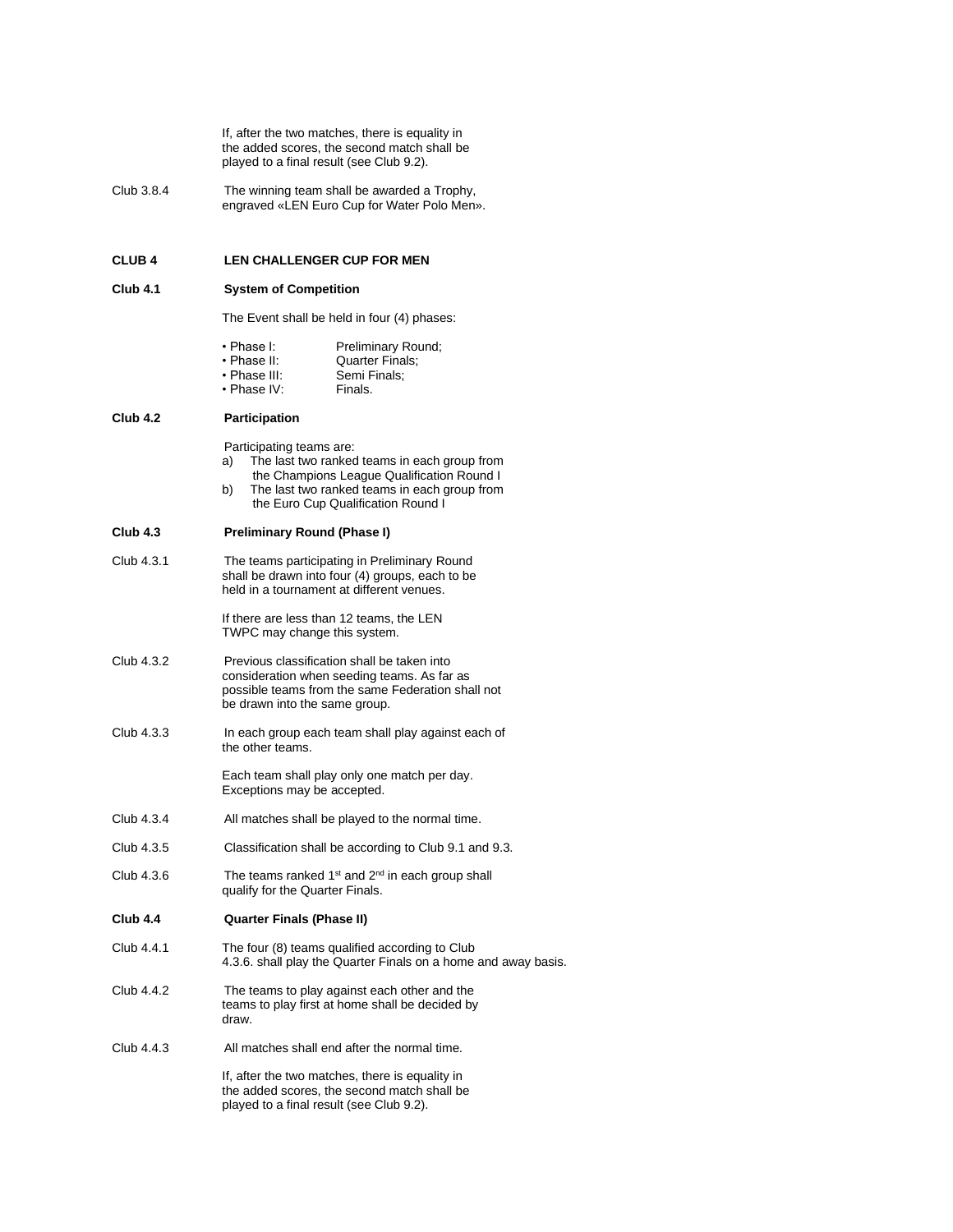If, after the two matches, there is equality in the added scores, the second match shall be played to a final result (see Club 9.2).

Club 3.8.4 The winning team shall be awarded a Trophy, engraved «LEN Euro Cup for Water Polo Men».

## CLUB 4 LEN CHALLENGER CUP FOR MEN

### Club 4.1 System of Competition

The Event shall be held in four (4) phases:

- Phase I: Preliminary Round;
- Phase II: Quarter Finals;
- Phase III: Semi Finals;
- Phase IV: Finals.

### Club 4.2 Participation

Participating teams are:

a) The last two ranked teams in each group from the Champions League Qualification Round I

b) The last two ranked teams in each group from the Euro Cup Qualification Round I

### Club 4.3 Preliminary Round (Phase I)

Club 4.3.1 The teams participating in Preliminary Round shall be drawn into four (4) groups, each to be held in a tournament at different venues.

If there are less than 12 teams, the LEN TWPC may change this system.

Club 4.3.2 Previous classification shall be taken into consideration when seeding teams. As far as possible teams from the same Federation shall not be drawn into the same group.

Club 4.3.3 In each group each team shall play against each of the other teams.

Each team shall play only one match per day. Exceptions may be accepted.

Club 4.3.4 All matches shall be played to the normal time.

Club 4.3.5 Classification shall be according to Club 9.1 and 9.3.

Club 4.3.6 The teams ranked 1st and 2nd in each group shall qualify for the Quarter Finals.

### Club 4.4 Quarter Finals (Phase II)

Club 4.4.1 The four (8) teams qualified according to Club 4.3.6. shall play the Quarter Finals on a home and away basis.

Club 4.4.2 The teams to play against each other and the teams to play first at home shall be decided by draw.

Club 4.4.3 All matches shall end after the normal time.

If, after the two matches, there is equality in the added scores, the second match shall be played to a final result (see Club 9.2).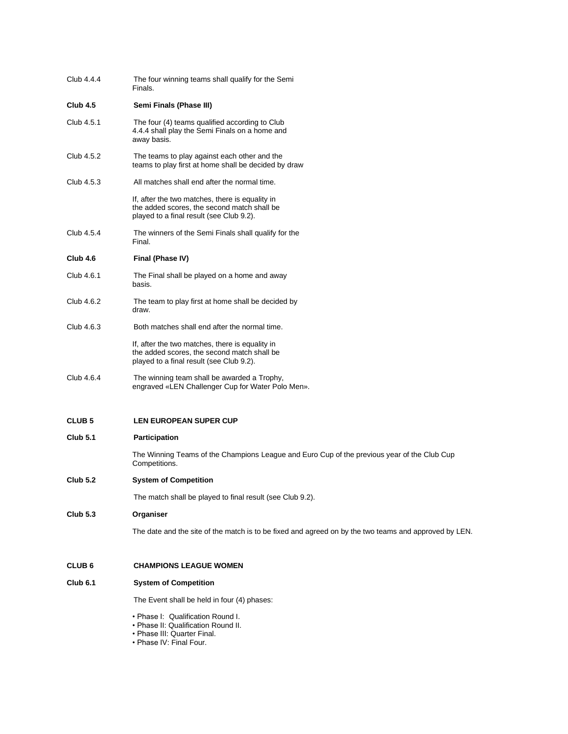Club 4.4.4 The four winning teams shall qualify for the Semi Finals.

**Club 4.5 Semi Finals (Phase III)**

Club 4.5.1 The four (4) teams qualified according to Club 4.4.4 shall play the Semi Finals on a home and away basis.

Club 4.5.2 The teams to play against each other and the teams to play first at home shall be decided by draw

Club 4.5.3 All matches shall end after the normal time.

If, after the two matches, there is equality in the added scores, the second match shall be played to a final result (see Club 9.2).

Club 4.5.4 The winners of the Semi Finals shall qualify for the Final.

**Club 4.6 Final (Phase IV)**

Club 4.6.1 The Final shall be played on a home and away basis.

Club 4.6.2 The team to play first at home shall be decided by draw.

Club 4.6.3 Both matches shall end after the normal time.

If, after the two matches, there is equality in the added scores, the second match shall be played to a final result (see Club 9.2).

Club 4.6.4 The winning team shall be awarded a Trophy, engraved «LEN Challenger Cup for Water Polo Men».

## CLUB 5 LEN EUROPEAN SUPER CUP

**Club 5.1 Participation**

The Winning Teams of the Champions League and Euro Cup of the previous year of the Club Cup Competitions.

**Club 5.2 System of Competition**

The match shall be played to final result (see Club 9.2).

**Club 5.3 Organiser**

The date and the site of the match is to be fixed and agreed on by the two teams and approved by LEN.

## CLUB 6 CHAMPIONS LEAGUE WOMEN

**Club 6.1 System of Competition**

The Event shall be held in four (4) phases:

- Phase I: Qualification Round I.
- Phase II: Qualification Round II.
- Phase III: Quarter Final.
- Phase IV: Final Four.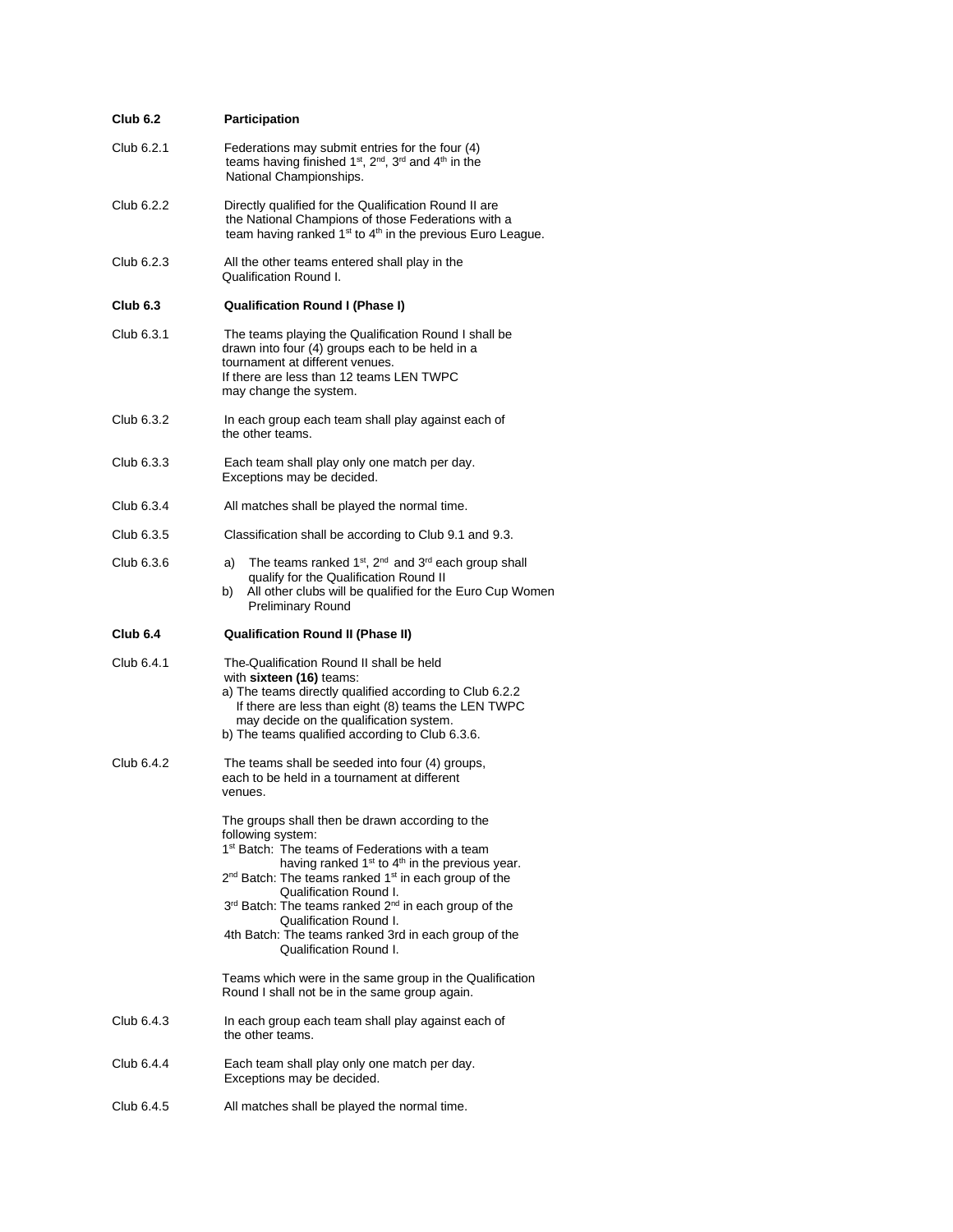**Club 6.2 Participation**

Club 6.2.1 Federations may submit entries for the four (4) teams having finished 1st, 2nd, 3rd and 4th in the National Championships.

Club 6.2.2 Directly qualified for the Qualification Round II are the National Champions of those Federations with a team having ranked 1st to 4th in the previous Euro League.

Club 6.2.3 All the other teams entered shall play in the Qualification Round I.

**Club 6.3 Qualification Round I (Phase I)**

Club 6.3.1 The teams playing the Qualification Round I shall be drawn into four (4) groups each to be held in a tournament at different venues.
If there are less than 12 teams LEN TWPC may change the system.

Club 6.3.2 In each group each team shall play against each of the other teams.

Club 6.3.3 Each team shall play only one match per day. Exceptions may be decided.

Club 6.3.4 All matches shall be played the normal time.

Club 6.3.5 Classification shall be according to Club 9.1 and 9.3.

Club 6.3.6
a) The teams ranked 1st, 2nd and 3rd each group shall qualify for the Qualification Round II
b) All other clubs will be qualified for the Euro Cup Women Preliminary Round

**Club 6.4 Qualification Round II (Phase II)**

Club 6.4.1 The Qualification Round II shall be held with **sixteen (16)** teams:
a) The teams directly qualified according to Club 6.2.2
If there are less than eight (8) teams the LEN TWPC may decide on the qualification system.
b) The teams qualified according to Club 6.3.6.

Club 6.4.2 The teams shall be seeded into four (4) groups, each to be held in a tournament at different venues.

The groups shall then be drawn according to the following system:
1st Batch: The teams of Federations with a team having ranked 1st to 4th in the previous year.
2nd Batch: The teams ranked 1st in each group of the Qualification Round I.
3rd Batch: The teams ranked 2nd in each group of the Qualification Round I.
4th Batch: The teams ranked 3rd in each group of the Qualification Round I.

Teams which were in the same group in the Qualification Round I shall not be in the same group again.

Club 6.4.3 In each group each team shall play against each of the other teams.

Club 6.4.4 Each team shall play only one match per day. Exceptions may be decided.

Club 6.4.5 All matches shall be played the normal time.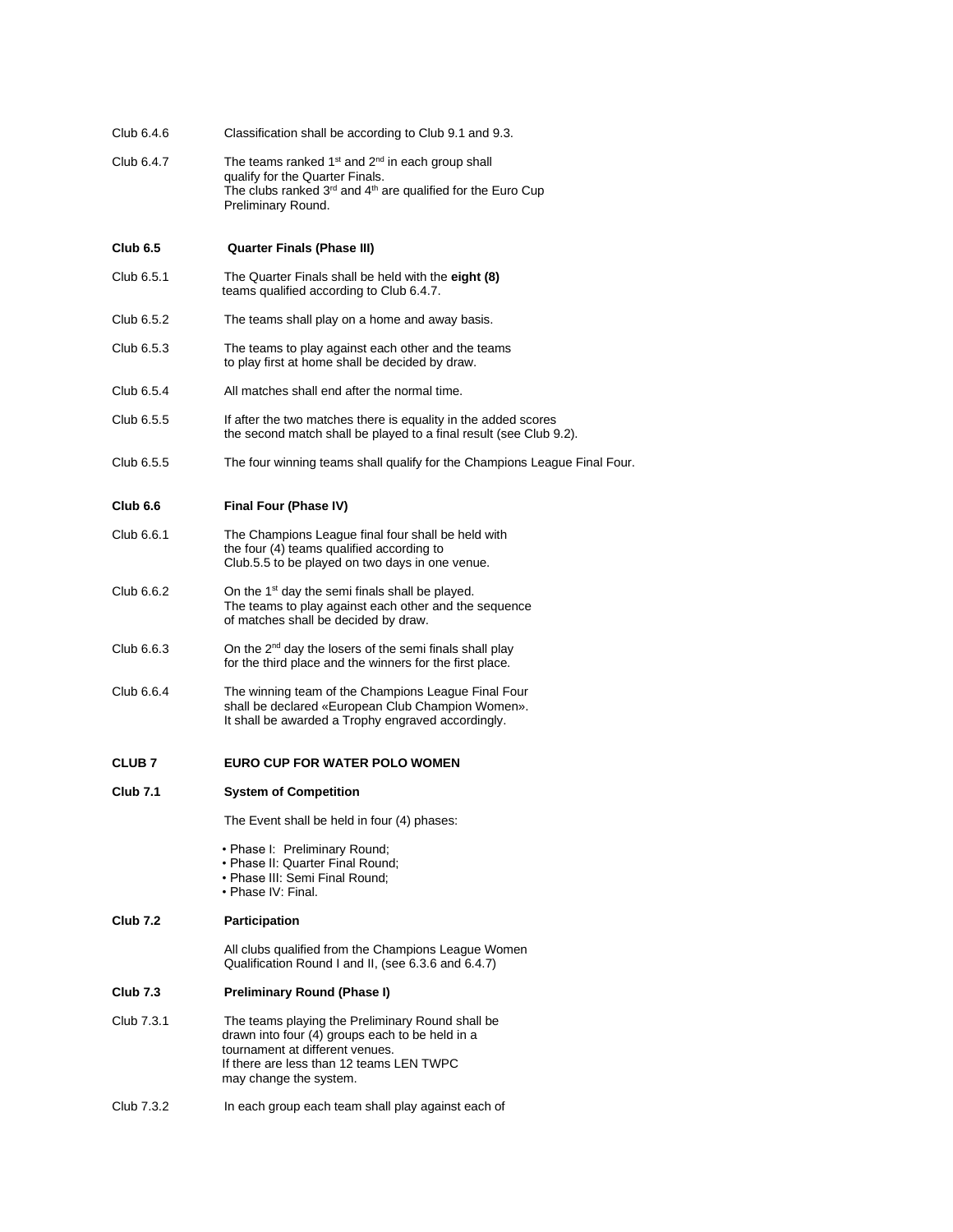Club 6.4.6 Classification shall be according to Club 9.1 and 9.3.

Club 6.4.7 The teams ranked 1st and 2nd in each group shall qualify for the Quarter Finals.
The clubs ranked 3rd and 4th are qualified for the Euro Cup Preliminary Round.

**Club 6.5 Quarter Finals (Phase III)**

Club 6.5.1 The Quarter Finals shall be held with the **eight (8)** teams qualified according to Club 6.4.7.

Club 6.5.2 The teams shall play on a home and away basis.

Club 6.5.3 The teams to play against each other and the teams to play first at home shall be decided by draw.

Club 6.5.4 All matches shall end after the normal time.

Club 6.5.5 If after the two matches there is equality in the added scores the second match shall be played to a final result (see Club 9.2).

Club 6.5.5 The four winning teams shall qualify for the Champions League Final Four.

**Club 6.6 Final Four (Phase IV)**

Club 6.6.1 The Champions League final four shall be held with the four (4) teams qualified according to Club.5.5 to be played on two days in one venue.

Club 6.6.2 On the 1st day the semi finals shall be played. The teams to play against each other and the sequence of matches shall be decided by draw.

Club 6.6.3 On the 2nd day the losers of the semi finals shall play for the third place and the winners for the first place.

Club 6.6.4 The winning team of the Champions League Final Four shall be declared «European Club Champion Women». It shall be awarded a Trophy engraved accordingly.

## CLUB 7 EURO CUP FOR WATER POLO WOMEN

**Club 7.1 System of Competition**

The Event shall be held in four (4) phases:

- Phase I: Preliminary Round;
- Phase II: Quarter Final Round;
- Phase III: Semi Final Round;
- Phase IV: Final.

**Club 7.2 Participation**

All clubs qualified from the Champions League Women Qualification Round I and II, (see 6.3.6 and 6.4.7)

**Club 7.3 Preliminary Round (Phase I)**

Club 7.3.1 The teams playing the Preliminary Round shall be drawn into four (4) groups each to be held in a tournament at different venues.
If there are less than 12 teams LEN TWPC may change the system.

Club 7.3.2 In each group each team shall play against each of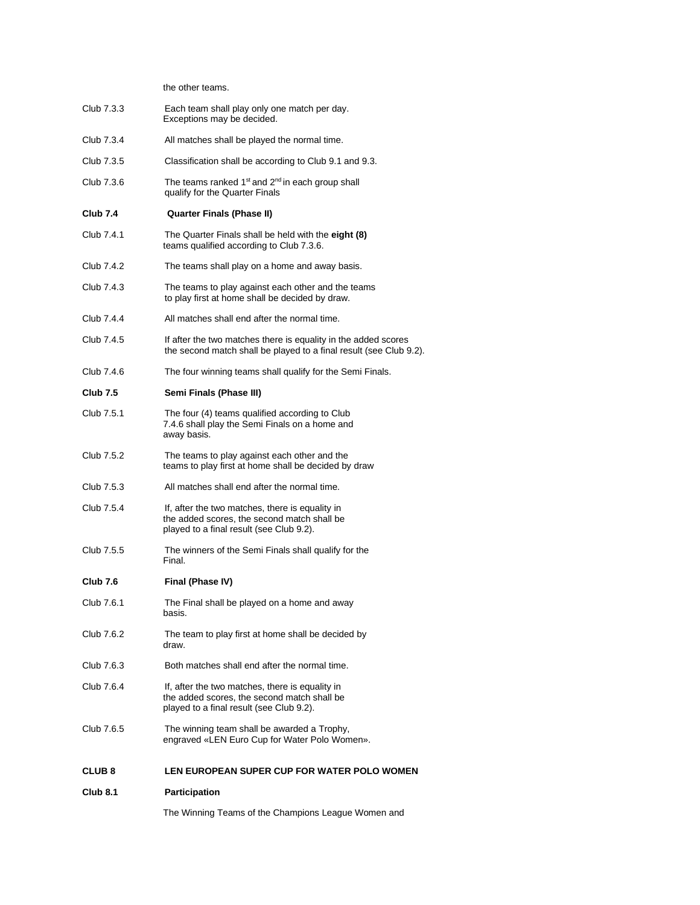the other teams.

Club 7.3.3 Each team shall play only one match per day. Exceptions may be decided.

Club 7.3.4 All matches shall be played the normal time.

Club 7.3.5 Classification shall be according to Club 9.1 and 9.3.

Club 7.3.6 The teams ranked 1st and 2nd in each group shall qualify for the Quarter Finals

**Club 7.4 Quarter Finals (Phase II)**

Club 7.4.1 The Quarter Finals shall be held with the **eight (8)** teams qualified according to Club 7.3.6.

Club 7.4.2 The teams shall play on a home and away basis.

Club 7.4.3 The teams to play against each other and the teams to play first at home shall be decided by draw.

Club 7.4.4 All matches shall end after the normal time.

Club 7.4.5 If after the two matches there is equality in the added scores the second match shall be played to a final result (see Club 9.2).

Club 7.4.6 The four winning teams shall qualify for the Semi Finals.

**Club 7.5 Semi Finals (Phase III)**

Club 7.5.1 The four (4) teams qualified according to Club 7.4.6 shall play the Semi Finals on a home and away basis.

Club 7.5.2 The teams to play against each other and the teams to play first at home shall be decided by draw

Club 7.5.3 All matches shall end after the normal time.

Club 7.5.4 If, after the two matches, there is equality in the added scores, the second match shall be played to a final result (see Club 9.2).

Club 7.5.5 The winners of the Semi Finals shall qualify for the Final.

**Club 7.6 Final (Phase IV)**

Club 7.6.1 The Final shall be played on a home and away basis.

Club 7.6.2 The team to play first at home shall be decided by draw.

Club 7.6.3 Both matches shall end after the normal time.

Club 7.6.4 If, after the two matches, there is equality in the added scores, the second match shall be played to a final result (see Club 9.2).

Club 7.6.5 The winning team shall be awarded a Trophy, engraved «LEN Euro Cup for Water Polo Women».

## CLUB 8 LEN EUROPEAN SUPER CUP FOR WATER POLO WOMEN

**Club 8.1 Participation**

The Winning Teams of the Champions League Women and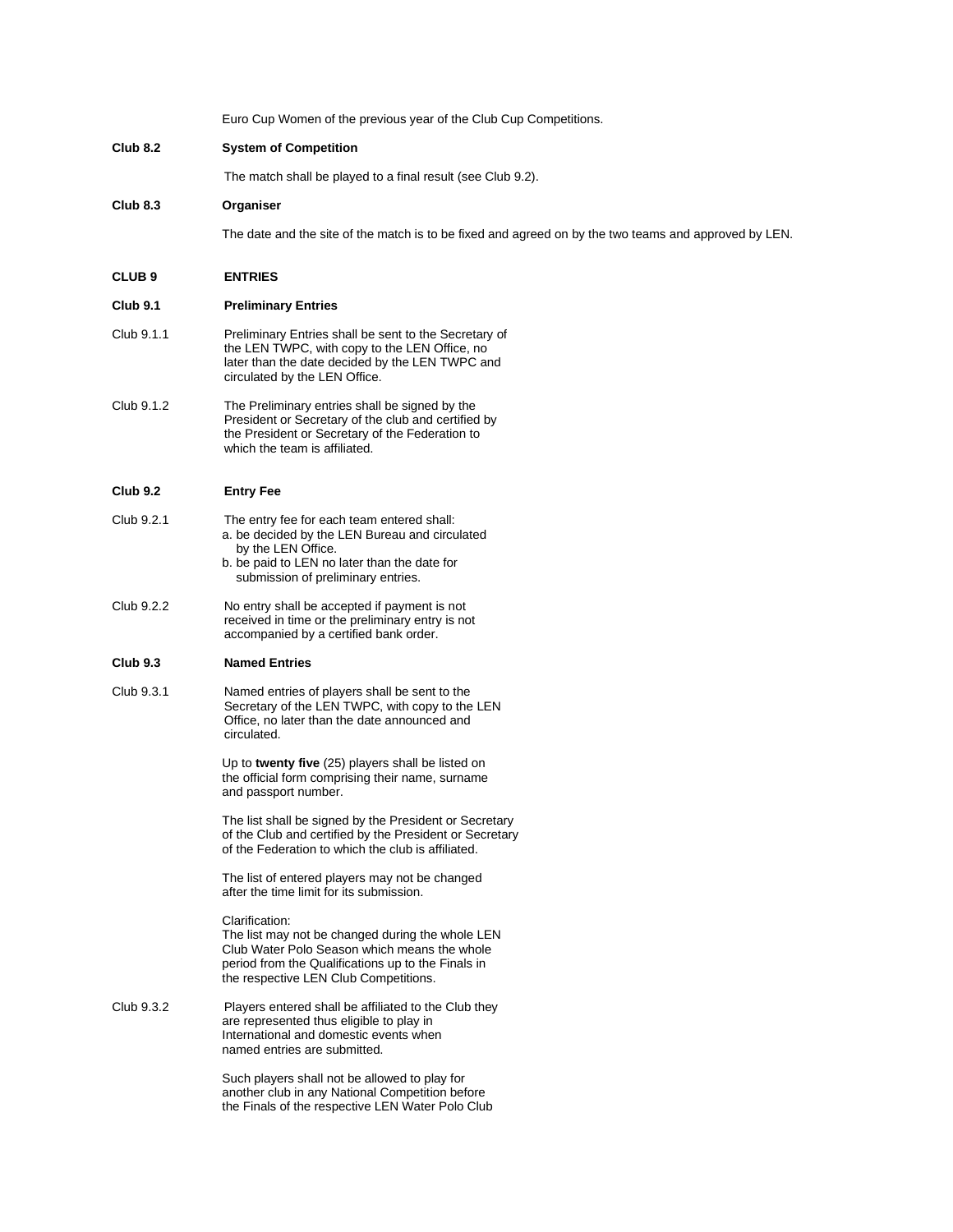Euro Cup Women of the previous year of the Club Cup Competitions.

**Club 8.2 System of Competition**

The match shall be played to a final result (see Club 9.2).

**Club 8.3 Organiser**

The date and the site of the match is to be fixed and agreed on by the two teams and approved by LEN.

## CLUB 9 ENTRIES

### Club 9.1 Preliminary Entries

Club 9.1.1 Preliminary Entries shall be sent to the Secretary of the LEN TWPC, with copy to the LEN Office, no later than the date decided by the LEN TWPC and circulated by the LEN Office.

Club 9.1.2 The Preliminary entries shall be signed by the President or Secretary of the club and certified by the President or Secretary of the Federation to which the team is affiliated.

### Club 9.2 Entry Fee

Club 9.2.1 The entry fee for each team entered shall:

a. be decided by the LEN Bureau and circulated by the LEN Office.
b. be paid to LEN no later than the date for submission of preliminary entries.

Club 9.2.2 No entry shall be accepted if payment is not received in time or the preliminary entry is not accompanied by a certified bank order.

### Club 9.3 Named Entries

Club 9.3.1 Named entries of players shall be sent to the Secretary of the LEN TWPC, with copy to the LEN Office, no later than the date announced and circulated.

Up to **twenty five** (25) players shall be listed on the official form comprising their name, surname and passport number.

The list shall be signed by the President or Secretary of the Club and certified by the President or Secretary of the Federation to which the club is affiliated.

The list of entered players may not be changed after the time limit for its submission.

Clarification:
The list may not be changed during the whole LEN Club Water Polo Season which means the whole period from the Qualifications up to the Finals in the respective LEN Club Competitions.

Club 9.3.2 Players entered shall be affiliated to the Club they are represented thus eligible to play in International and domestic events when named entries are submitted.

Such players shall not be allowed to play for another club in any National Competition before the Finals of the respective LEN Water Polo Club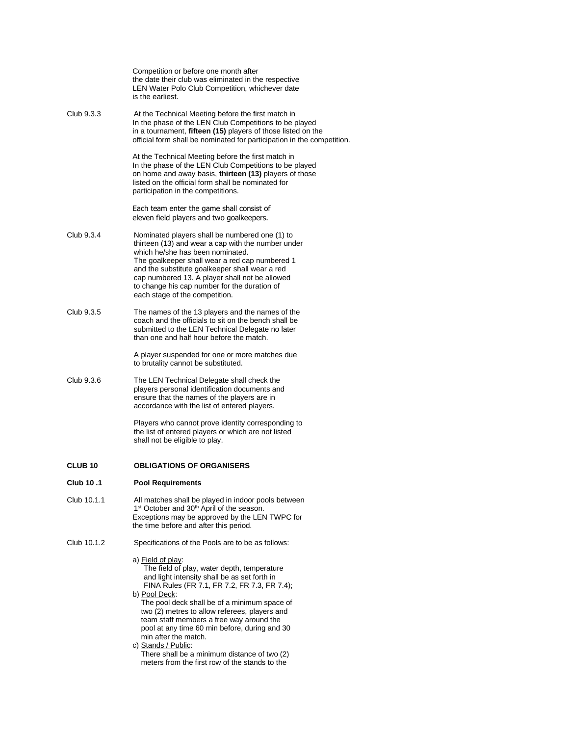Competition or before one month after the date their club was eliminated in the respective LEN Water Polo Club Competition, whichever date is the earliest.

Club 9.3.3 At the Technical Meeting before the first match in In the phase of the LEN Club Competitions to be played in a tournament, **fifteen (15)** players of those listed on the official form shall be nominated for participation in the competition.

At the Technical Meeting before the first match in In the phase of the LEN Club Competitions to be played on home and away basis, **thirteen (13)** players of those listed on the official form shall be nominated for participation in the competitions.

Each team enter the game shall consist of eleven field players and two goalkeepers.

Club 9.3.4 Nominated players shall be numbered one (1) to thirteen (13) and wear a cap with the number under which he/she has been nominated. The goalkeeper shall wear a red cap numbered 1 and the substitute goalkeeper shall wear a red cap numbered 13. A player shall not be allowed to change his cap number for the duration of each stage of the competition.

Club 9.3.5 The names of the 13 players and the names of the coach and the officials to sit on the bench shall be submitted to the LEN Technical Delegate no later than one and half hour before the match.

A player suspended for one or more matches due to brutality cannot be substituted.

Club 9.3.6 The LEN Technical Delegate shall check the players personal identification documents and ensure that the names of the players are in accordance with the list of entered players.

Players who cannot prove identity corresponding to the list of entered players or which are not listed shall not be eligible to play.

## CLUB 10 OBLIGATIONS OF ORGANISERS

### Club 10 .1 Pool Requirements

Club 10.1.1 All matches shall be played in indoor pools between 1st October and 30th April of the season. Exceptions may be approved by the LEN TWPC for the time before and after this period.

Club 10.1.2 Specifications of the Pools are to be as follows:

a) Field of play:
The field of play, water depth, temperature and light intensity shall be as set forth in FINA Rules (FR 7.1, FR 7.2, FR 7.3, FR 7.4);

b) Pool Deck:
The pool deck shall be of a minimum space of two (2) metres to allow referees, players and team staff members a free way around the pool at any time 60 min before, during and 30 min after the match.

c) Stands / Public:
There shall be a minimum distance of two (2) meters from the first row of the stands to the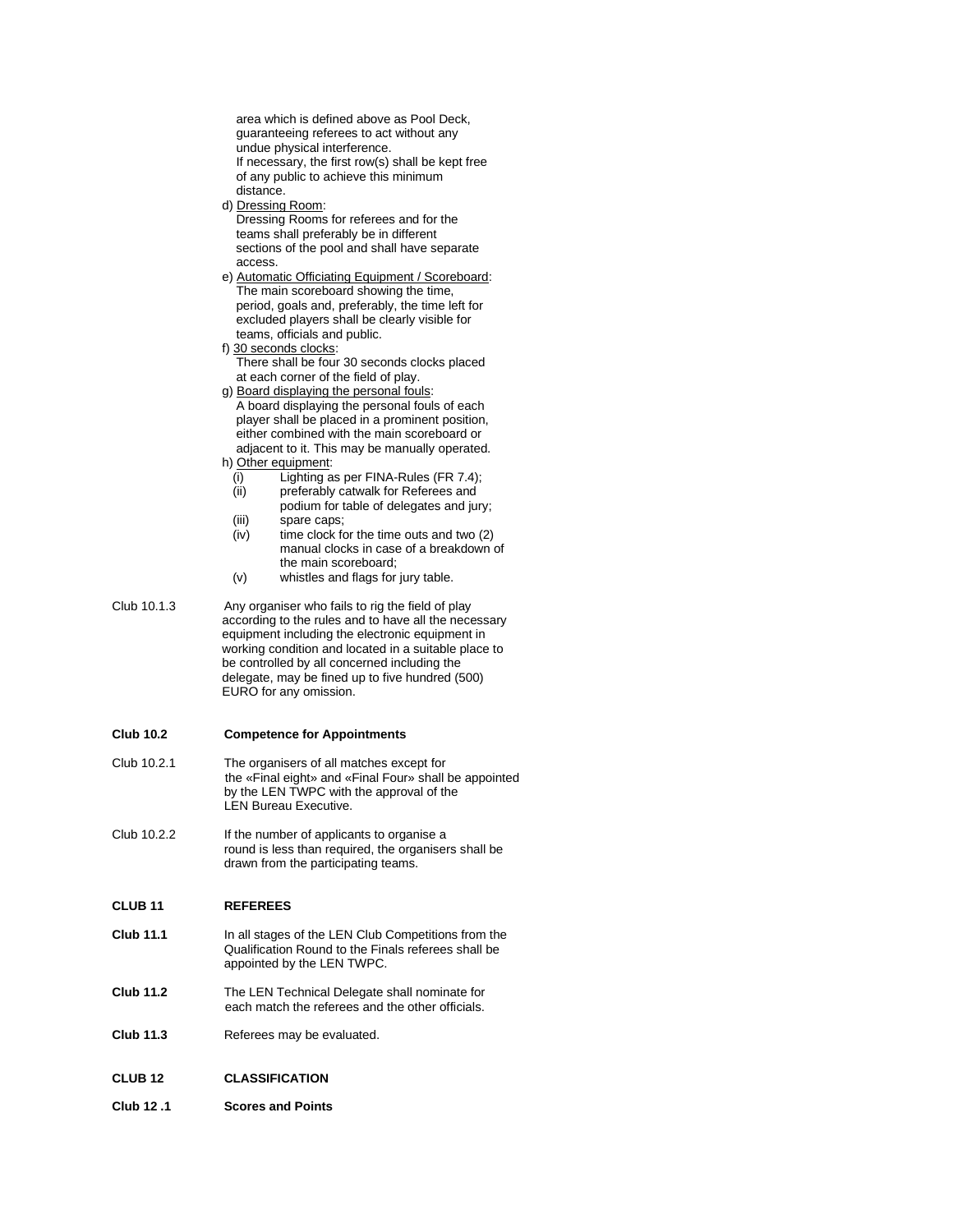area which is defined above as Pool Deck, guaranteeing referees to act without any undue physical interference.
If necessary, the first row(s) shall be kept free of any public to achieve this minimum distance.

d) Dressing Room:
Dressing Rooms for referees and for the teams shall preferably be in different sections of the pool and shall have separate access.

e) Automatic Officiating Equipment / Scoreboard:
The main scoreboard showing the time, period, goals and, preferably, the time left for excluded players shall be clearly visible for teams, officials and public.

f) 30 seconds clocks:
There shall be four 30 seconds clocks placed at each corner of the field of play.

g) Board displaying the personal fouls:
A board displaying the personal fouls of each player shall be placed in a prominent position, either combined with the main scoreboard or adjacent to it. This may be manually operated.

h) Other equipment:
- (i) Lighting as per FINA-Rules (FR 7.4);
- (ii) preferably catwalk for Referees and podium for table of delegates and jury;
- (iii) spare caps;
- (iv) time clock for the time outs and two (2) manual clocks in case of a breakdown of the main scoreboard;
- (v) whistles and flags for jury table.

Club 10.1.3 Any organiser who fails to rig the field of play according to the rules and to have all the necessary equipment including the electronic equipment in working condition and located in a suitable place to be controlled by all concerned including the delegate, may be fined up to five hundred (500) EURO for any omission.

### Club 10.2 Competence for Appointments

Club 10.2.1 The organisers of all matches except for the «Final eight» and «Final Four» shall be appointed by the LEN TWPC with the approval of the LEN Bureau Executive.

Club 10.2.2 If the number of applicants to organise a round is less than required, the organisers shall be drawn from the participating teams.

## CLUB 11 REFEREES

**Club 11.1** In all stages of the LEN Club Competitions from the Qualification Round to the Finals referees shall be appointed by the LEN TWPC.

**Club 11.2** The LEN Technical Delegate shall nominate for each match the referees and the other officials.

**Club 11.3** Referees may be evaluated.

## CLUB 12 CLASSIFICATION

### Club 12 .1 Scores and Points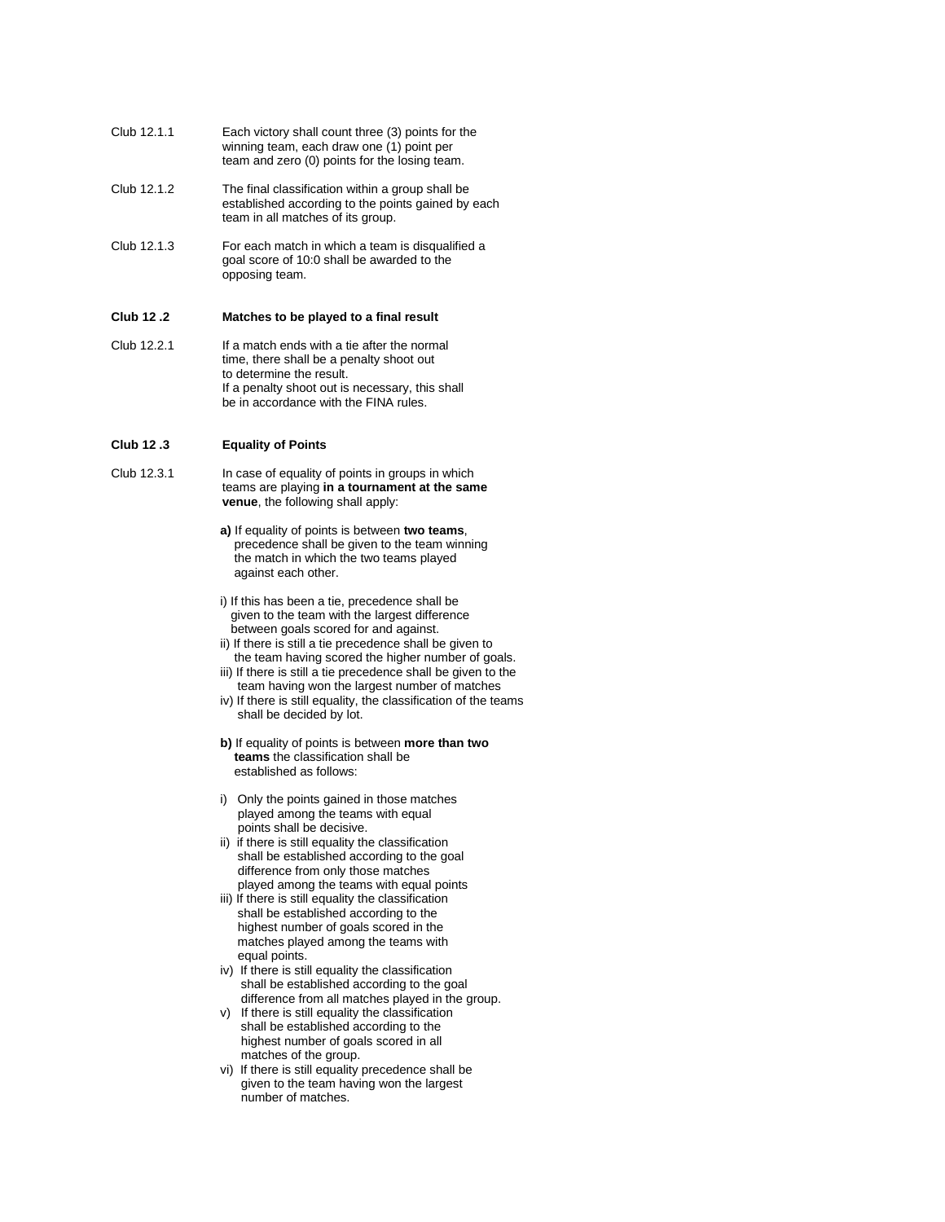Club 12.1.1 Each victory shall count three (3) points for the winning team, each draw one (1) point per team and zero (0) points for the losing team.

Club 12.1.2 The final classification within a group shall be established according to the points gained by each team in all matches of its group.

Club 12.1.3 For each match in which a team is disqualified a goal score of 10:0 shall be awarded to the opposing team.

**Club 12 .2 Matches to be played to a final result**

Club 12.2.1 If a match ends with a tie after the normal time, there shall be a penalty shoot out to determine the result.
If a penalty shoot out is necessary, this shall be in accordance with the FINA rules.

**Club 12 .3 Equality of Points**

Club 12.3.1 In case of equality of points in groups in which teams are playing **in a tournament at the same venue**, the following shall apply:

**a)** If equality of points is between **two teams**, precedence shall be given to the team winning the match in which the two teams played against each other.

i) If this has been a tie, precedence shall be given to the team with the largest difference between goals scored for and against.
ii) If there is still a tie precedence shall be given to the team having scored the higher number of goals.
iii) If there is still a tie precedence shall be given to the team having won the largest number of matches
iv) If there is still equality, the classification of the teams shall be decided by lot.

**b)** If equality of points is between **more than two teams** the classification shall be established as follows:

i) Only the points gained in those matches played among the teams with equal points shall be decisive.
ii) if there is still equality the classification shall be established according to the goal difference from only those matches played among the teams with equal points
iii) If there is still equality the classification shall be established according to the highest number of goals scored in the matches played among the teams with equal points.
iv) If there is still equality the classification shall be established according to the goal difference from all matches played in the group.
v) If there is still equality the classification shall be established according to the highest number of goals scored in all matches of the group.
vi) If there is still equality precedence shall be given to the team having won the largest number of matches.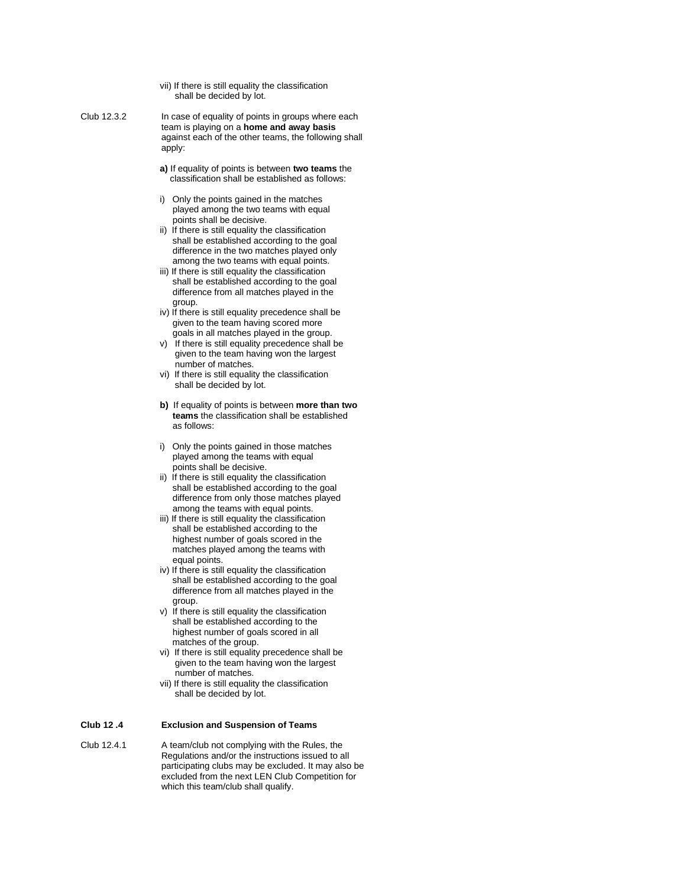vii) If there is still equality the classification shall be decided by lot.

Club 12.3.2 In case of equality of points in groups where each team is playing on a **home and away basis** against each of the other teams, the following shall apply:

**a)** If equality of points is between **two teams** the classification shall be established as follows:

i) Only the points gained in the matches played among the two teams with equal points shall be decisive.
ii) If there is still equality the classification shall be established according to the goal difference in the two matches played only among the two teams with equal points.
iii) If there is still equality the classification shall be established according to the goal difference from all matches played in the group.
iv) If there is still equality precedence shall be given to the team having scored more goals in all matches played in the group.
v) If there is still equality precedence shall be given to the team having won the largest number of matches.
vi) If there is still equality the classification shall be decided by lot.

**b)** If equality of points is between **more than two teams** the classification shall be established as follows:

i) Only the points gained in those matches played among the teams with equal points shall be decisive.
ii) If there is still equality the classification shall be established according to the goal difference from only those matches played among the teams with equal points.
iii) If there is still equality the classification shall be established according to the highest number of goals scored in the matches played among the teams with equal points.
iv) If there is still equality the classification shall be established according to the goal difference from all matches played in the group.
v) If there is still equality the classification shall be established according to the highest number of goals scored in all matches of the group.
vi) If there is still equality precedence shall be given to the team having won the largest number of matches.
vii) If there is still equality the classification shall be decided by lot.

**Club 12 .4 Exclusion and Suspension of Teams**

Club 12.4.1 A team/club not complying with the Rules, the Regulations and/or the instructions issued to all participating clubs may be excluded. It may also be excluded from the next LEN Club Competition for which this team/club shall qualify.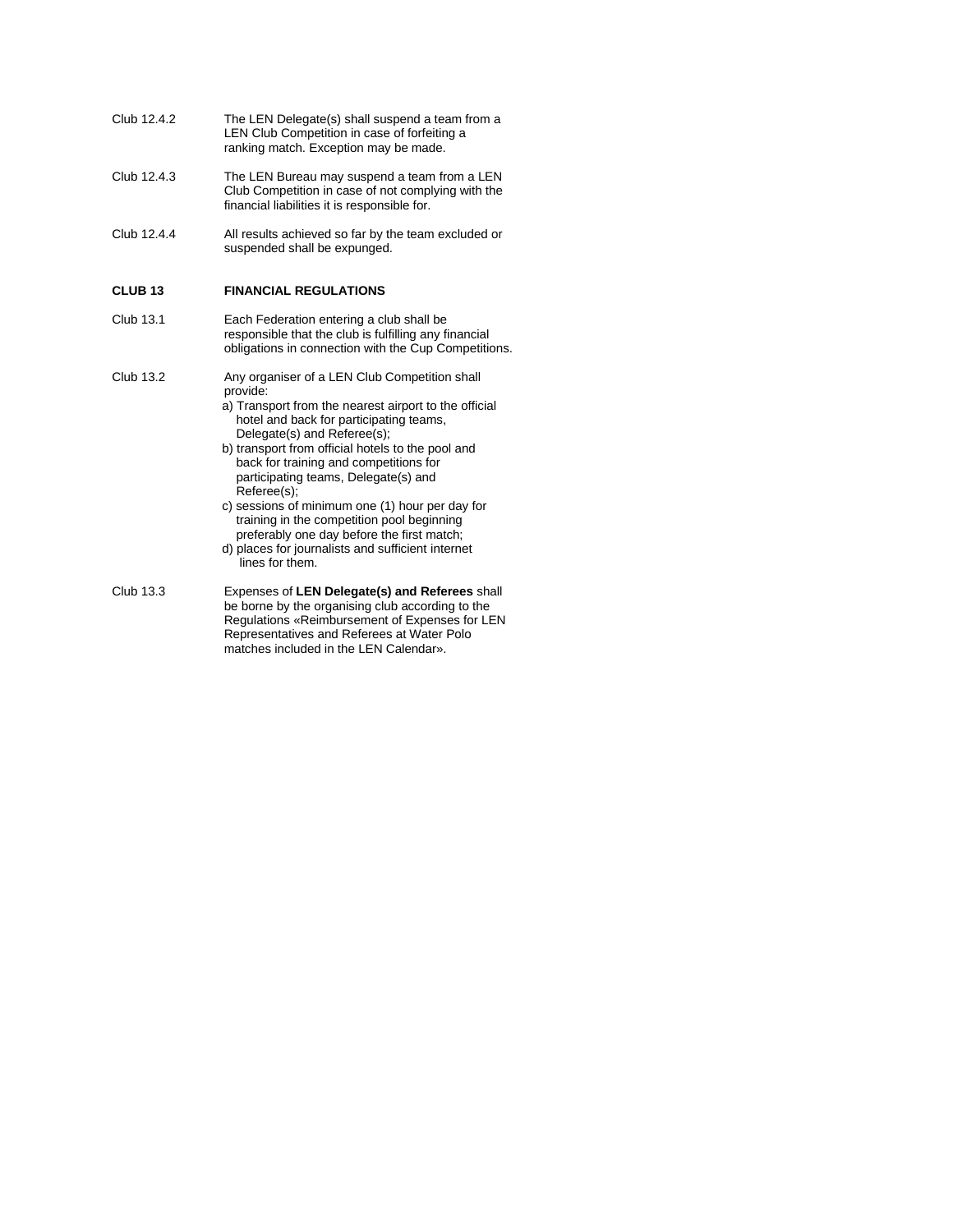Club 12.4.2 The LEN Delegate(s) shall suspend a team from a LEN Club Competition in case of forfeiting a ranking match. Exception may be made.

Club 12.4.3 The LEN Bureau may suspend a team from a LEN Club Competition in case of not complying with the financial liabilities it is responsible for.

Club 12.4.4 All results achieved so far by the team excluded or suspended shall be expunged.

## CLUB 13 FINANCIAL REGULATIONS

Club 13.1 Each Federation entering a club shall be responsible that the club is fulfilling any financial obligations in connection with the Cup Competitions.

Club 13.2 Any organiser of a LEN Club Competition shall provide:

a) Transport from the nearest airport to the official hotel and back for participating teams, Delegate(s) and Referee(s);
b) transport from official hotels to the pool and back for training and competitions for participating teams, Delegate(s) and Referee(s);
c) sessions of minimum one (1) hour per day for training in the competition pool beginning preferably one day before the first match;
d) places for journalists and sufficient internet lines for them.

Club 13.3 Expenses of **LEN Delegate(s) and Referees** shall be borne by the organising club according to the Regulations «Reimbursement of Expenses for LEN Representatives and Referees at Water Polo matches included in the LEN Calendar».